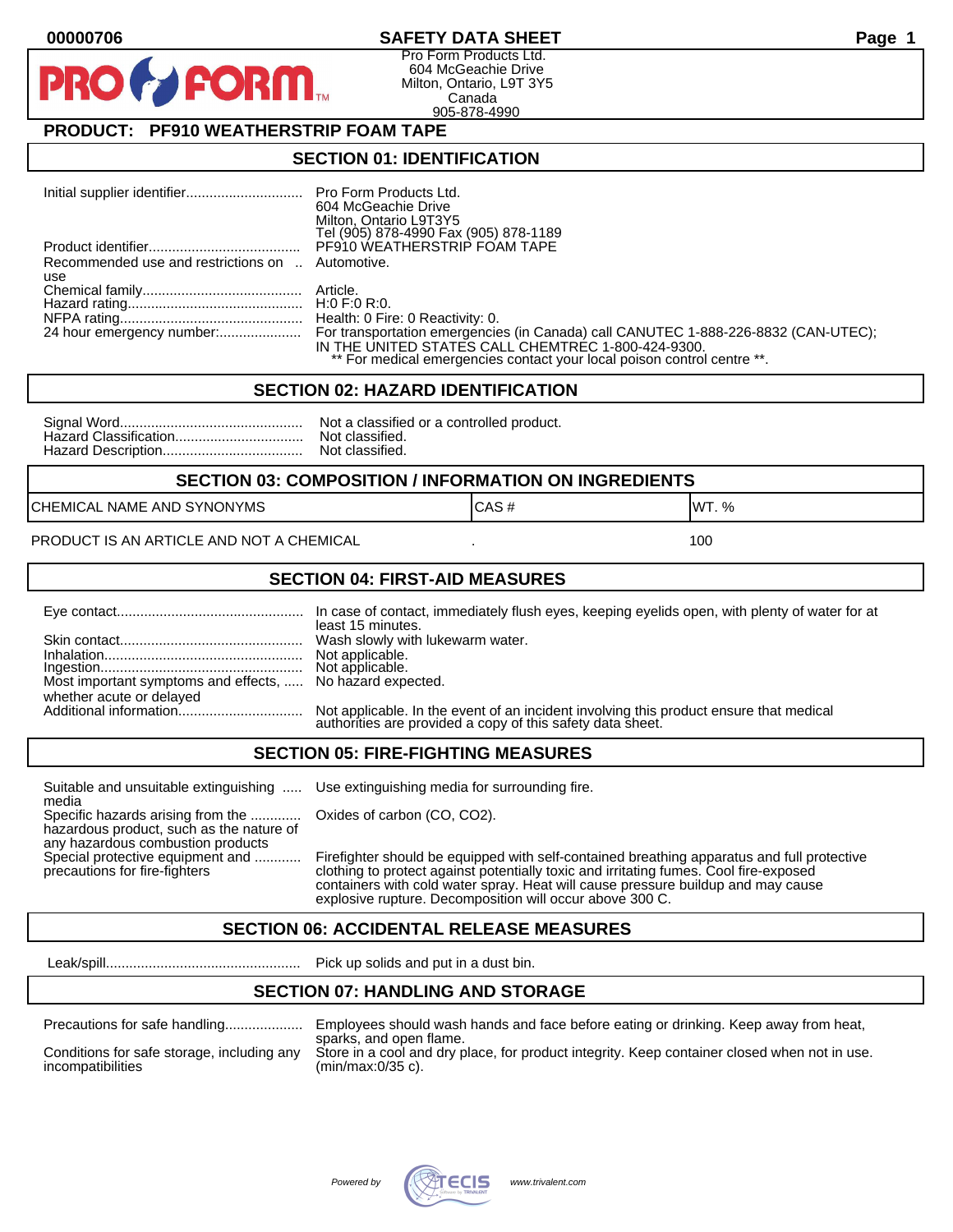00000706

# SAFETY DATA SHEET

Pro Form Products Ltd.
604 McGeachie Drive
Milton, Ontario, L9T 3Y5
Canada
905-878-4990

## PRODUCT: PF910 WEATHERSTRIP FOAM TAPE

## SECTION 01: IDENTIFICATION

Initial supplier identifier: Pro Form Products Ltd.
604 McGeachie Drive
Milton, Ontario L9T3Y5
Tel (905) 878-4990 Fax (905) 878-1189

Product identifier: PF910 WEATHERSTRIP FOAM TAPE

Recommended use and restrictions on use: Automotive.

Chemical family: Article.

Hazard rating: H:0 F:0 R:0.

NFPA rating: Health: 0 Fire: 0 Reactivity: 0.

24 hour emergency number: For transportation emergencies (in Canada) call CANUTEC 1-888-226-8832 (CAN-UTEC); IN THE UNITED STATES CALL CHEMTREC 1-800-424-9300.
** For medical emergencies contact your local poison control centre **.

## SECTION 02: HAZARD IDENTIFICATION

Signal Word: Not a classified or a controlled product.

Hazard Classification: Not classified.

Hazard Description: Not classified.

## SECTION 03: COMPOSITION / INFORMATION ON INGREDIENTS

| CHEMICAL NAME AND SYNONYMS | CAS # | WT. % |
|---|---|---|
| PRODUCT IS AN ARTICLE AND NOT A CHEMICAL | . | 100 |

## SECTION 04: FIRST-AID MEASURES

Eye contact: In case of contact, immediately flush eyes, keeping eyelids open, with plenty of water for at least 15 minutes.

Skin contact: Wash slowly with lukewarm water.

Inhalation: Not applicable.

Ingestion: Not applicable.

Most important symptoms and effects, whether acute or delayed: No hazard expected.

Additional information: Not applicable. In the event of an incident involving this product ensure that medical authorities are provided a copy of this safety data sheet.

## SECTION 05: FIRE-FIGHTING MEASURES

Suitable and unsuitable extinguishing media: Use extinguishing media for surrounding fire.

Specific hazards arising from the hazardous product, such as the nature of any hazardous combustion products: Oxides of carbon (CO, $CO_2$).

Special protective equipment and precautions for fire-fighters: Firefighter should be equipped with self-contained breathing apparatus and full protective clothing to protect against potentially toxic and irritating fumes. Cool fire-exposed containers with cold water spray. Heat will cause pressure buildup and may cause explosive rupture. Decomposition will occur above 300 C.

## SECTION 06: ACCIDENTAL RELEASE MEASURES

Leak/spill: Pick up solids and put in a dust bin.

## SECTION 07: HANDLING AND STORAGE

Precautions for safe handling: Employees should wash hands and face before eating or drinking. Keep away from heat, sparks, and open flame.

Conditions for safe storage, including any incompatibilities: Store in a cool and dry place, for product integrity. Keep container closed when not in use. (min/max:0/35 c).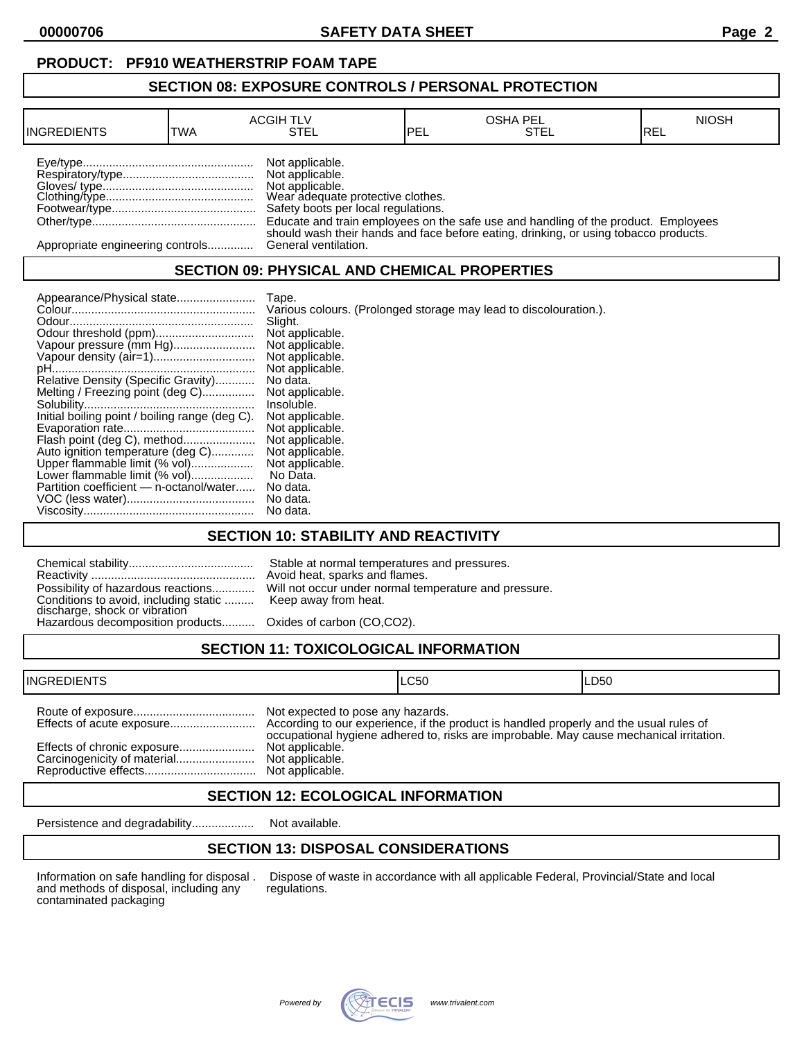**PRODUCT: PF910 WEATHERSTRIP FOAM TAPE**

## SECTION 08: EXPOSURE CONTROLS / PERSONAL PROTECTION

| INGREDIENTS | ACGIH TLV TWA | ACGIH TLV STEL | OSHA PEL PEL | OSHA PEL STEL | NIOSH REL |
|---|---|---|---|---|---|

Eye/type.................................................... Not applicable.
Respiratory/type........................................ Not applicable.
Gloves/ type.............................................. Not applicable.
Clothing/type............................................. Wear adequate protective clothes.
Footwear/type............................................ Safety boots per local regulations.
Other/type.................................................. Educate and train employees on the safe use and handling of the product. Employees should wash their hands and face before eating, drinking, or using tobacco products.
Appropriate engineering controls.............. General ventilation.

## SECTION 09: PHYSICAL AND CHEMICAL PROPERTIES

Appearance/Physical state........................ Tape.
Colour........................................................ Various colours. (Prolonged storage may lead to discolouration.).
Odour......................................................... Slight.
Odour threshold (ppm).............................. Not applicable.
Vapour pressure (mm Hg)......................... Not applicable.
Vapour density (air=1)............................... Not applicable.
pH.............................................................. Not applicable.
Relative Density (Specific Gravity)............ No data.
Melting / Freezing point (deg C)................ Not applicable.
Solubility.................................................... Insoluble.
Initial boiling point / boiling range (deg C). Not applicable.
Evaporation rate........................................ Not applicable.
Flash point (deg C), method...................... Not applicable.
Auto ignition temperature (deg C)............. Not applicable.
Upper flammable limit (% vol)................... Not applicable.
Lower flammable limit (% vol)................... No Data.
Partition coefficient — n-octanol/water...... No data.
VOC (less water)....................................... No data.
Viscosity.................................................... No data.

## SECTION 10: STABILITY AND REACTIVITY

Chemical stability...................................... Stable at normal temperatures and pressures.
Reactivity .................................................. Avoid heat, sparks and flames.
Possibility of hazardous reactions............. Will not occur under normal temperature and pressure.
Conditions to avoid, including static discharge, shock or vibration ......... Keep away from heat.
Hazardous decomposition products.......... Oxides of carbon (CO,CO2).

## SECTION 11: TOXICOLOGICAL INFORMATION

| INGREDIENTS | LC50 | LD50 |
|---|---|---|

Route of exposure..................................... Not expected to pose any hazards.
Effects of acute exposure.......................... According to our experience, if the product is handled properly and the usual rules of occupational hygiene adhered to, risks are improbable. May cause mechanical irritation.
Effects of chronic exposure....................... Not applicable.
Carcinogenicity of material........................ Not applicable.
Reproductive effects.................................. Not applicable.

## SECTION 12: ECOLOGICAL INFORMATION

Persistence and degradability................... Not available.

## SECTION 13: DISPOSAL CONSIDERATIONS

Information on safe handling for disposal and methods of disposal, including any contaminated packaging . Dispose of waste in accordance with all applicable Federal, Provincial/State and local regulations.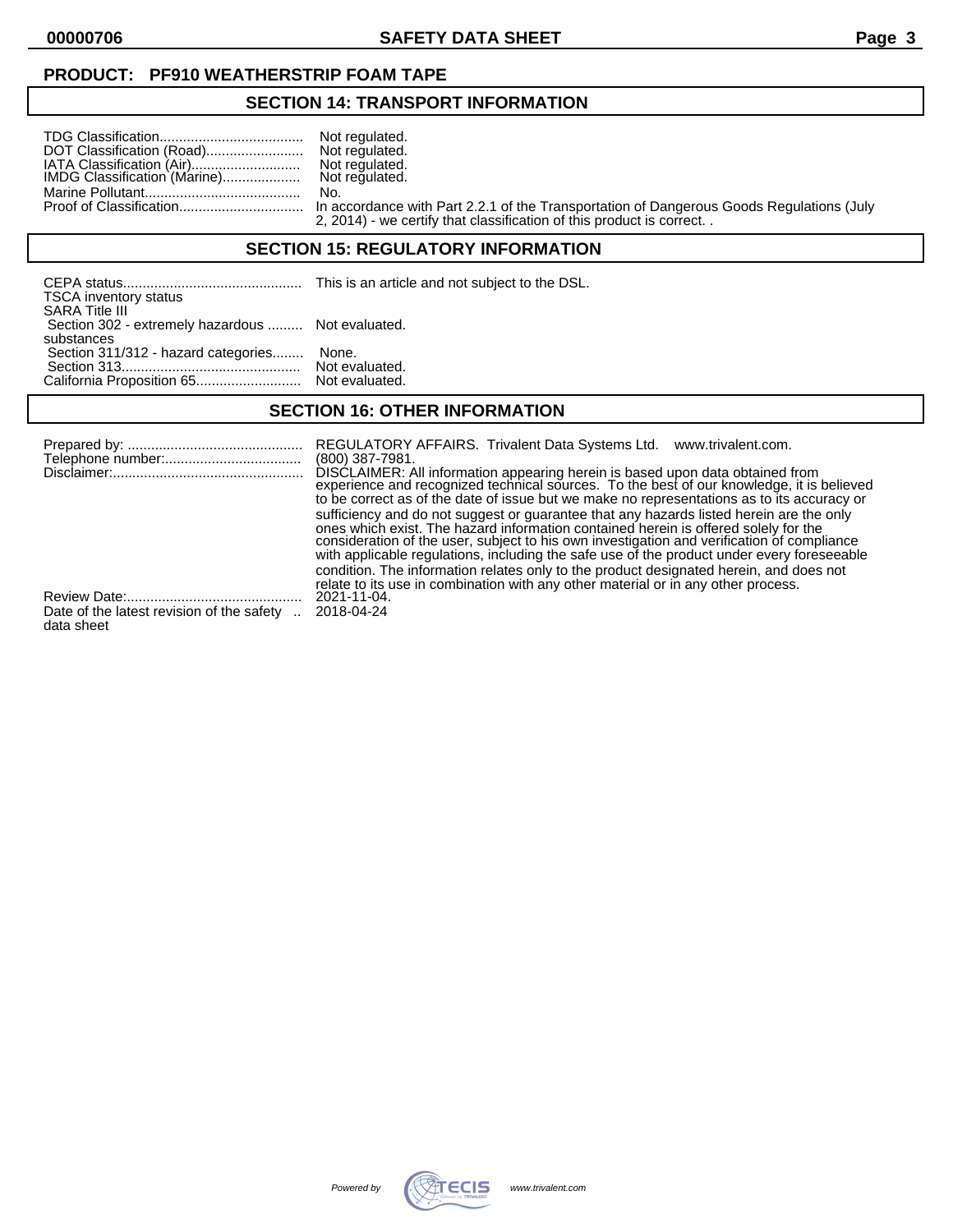**PRODUCT: PF910 WEATHERSTRIP FOAM TAPE**

## SECTION 14: TRANSPORT INFORMATION

| | |
|---|---|
| TDG Classification | Not regulated. |
| DOT Classification (Road) | Not regulated. |
| IATA Classification (Air) | Not regulated. |
| IMDG Classification (Marine) | Not regulated. |
| Marine Pollutant | No. |
| Proof of Classification | In accordance with Part 2.2.1 of the Transportation of Dangerous Goods Regulations (July 2, 2014) - we certify that classification of this product is correct. . |

## SECTION 15: REGULATORY INFORMATION

| | |
|---|---|
| CEPA status | This is an article and not subject to the DSL. |
| TSCA inventory status | |
| SARA Title III | |
| Section 302 - extremely hazardous substances | Not evaluated. |
| Section 311/312 - hazard categories | None. |
| Section 313 | Not evaluated. |
| California Proposition 65 | Not evaluated. |

## SECTION 16: OTHER INFORMATION

| | |
|---|---|
| Prepared by: | REGULATORY AFFAIRS. Trivalent Data Systems Ltd. www.trivalent.com. |
| Telephone number: | (800) 387-7981. |
| Disclaimer: | DISCLAIMER: All information appearing herein is based upon data obtained from experience and recognized technical sources. To the best of our knowledge, it is believed to be correct as of the date of issue but we make no representations as to its accuracy or sufficiency and do not suggest or guarantee that any hazards listed herein are the only ones which exist. The hazard information contained herein is offered solely for the consideration of the user, subject to his own investigation and verification of compliance with applicable regulations, including the safe use of the product under every foreseeable condition. The information relates only to the product designated herein, and does not relate to its use in combination with any other material or in any other process. |
| Review Date: | 2021-11-04. |
| Date of the latest revision of the safety data sheet | 2018-04-24 |